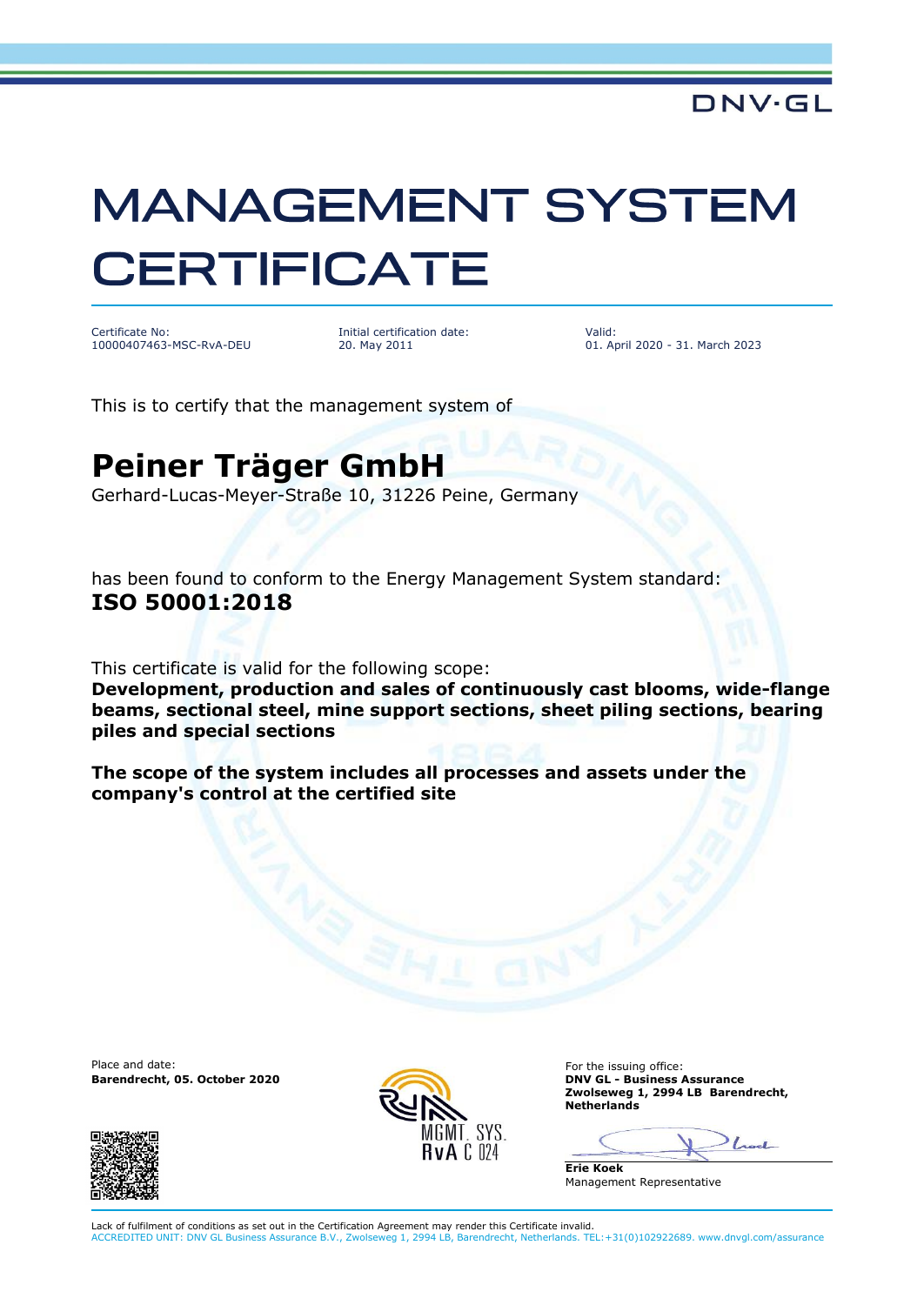DNV·GL

# MANAGEMENT SYSTEM CERTIFICATE

| Certificate No: | Initial certification date: | Valid: |
|---|---|---|
| 10000407463-MSC-RvA-DEU | 20. May 2011 | 01. April 2020 - 31. March 2023 |

This is to certify that the management system of

## Peiner Träger GmbH

Gerhard-Lucas-Meyer-Straße 10, 31226 Peine, Germany

has been found to conform to the Energy Management System standard:

**ISO 50001:2018**

This certificate is valid for the following scope:

**Development, production and sales of continuously cast blooms, wide-flange beams, sectional steel, mine support sections, sheet piling sections, bearing piles and special sections**

**The scope of the system includes all processes and assets under the company's control at the certified site**

Place and date:
**Barendrecht, 05. October 2020**

MGMT. SYS.
RvA C 024

For the issuing office:
**DNV GL - Business Assurance**
**Zwolseweg 1, 2994 LB Barendrecht, Netherlands**

**Erie Koek**
Management Representative

Lack of fulfilment of conditions as set out in the Certification Agreement may render this Certificate invalid.
ACCREDITED UNIT: DNV GL Business Assurance B.V., Zwolseweg 1, 2994 LB, Barendrecht, Netherlands. TEL:+31(0)102922689. www.dnvgl.com/assurance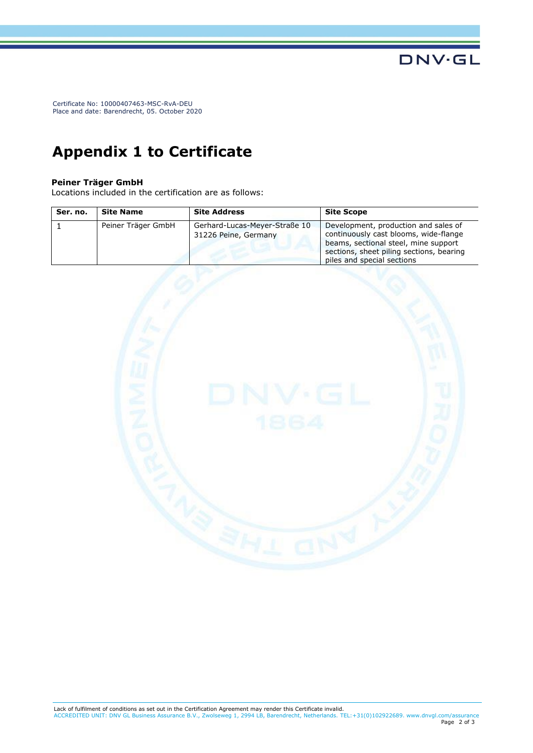Certificate No: 10000407463-MSC-RvA-DEU
Place and date: Barendrecht, 05. October 2020

# Appendix 1 to Certificate

**Peiner Träger GmbH**
Locations included in the certification are as follows:

| Ser. no. | Site Name | Site Address | Site Scope |
|---|---|---|---|
| 1 | Peiner Träger GmbH | Gerhard-Lucas-Meyer-Straße 10 31226 Peine, Germany | Development, production and sales of continuously cast blooms, wide-flange beams, sectional steel, mine support sections, sheet piling sections, bearing piles and special sections |

Lack of fulfilment of conditions as set out in the Certification Agreement may render this Certificate invalid.
ACCREDITED UNIT: DNV GL Business Assurance B.V., Zwolseweg 1, 2994 LB, Barendrecht, Netherlands. TEL:+31(0)102922689. www.dnvgl.com/assurance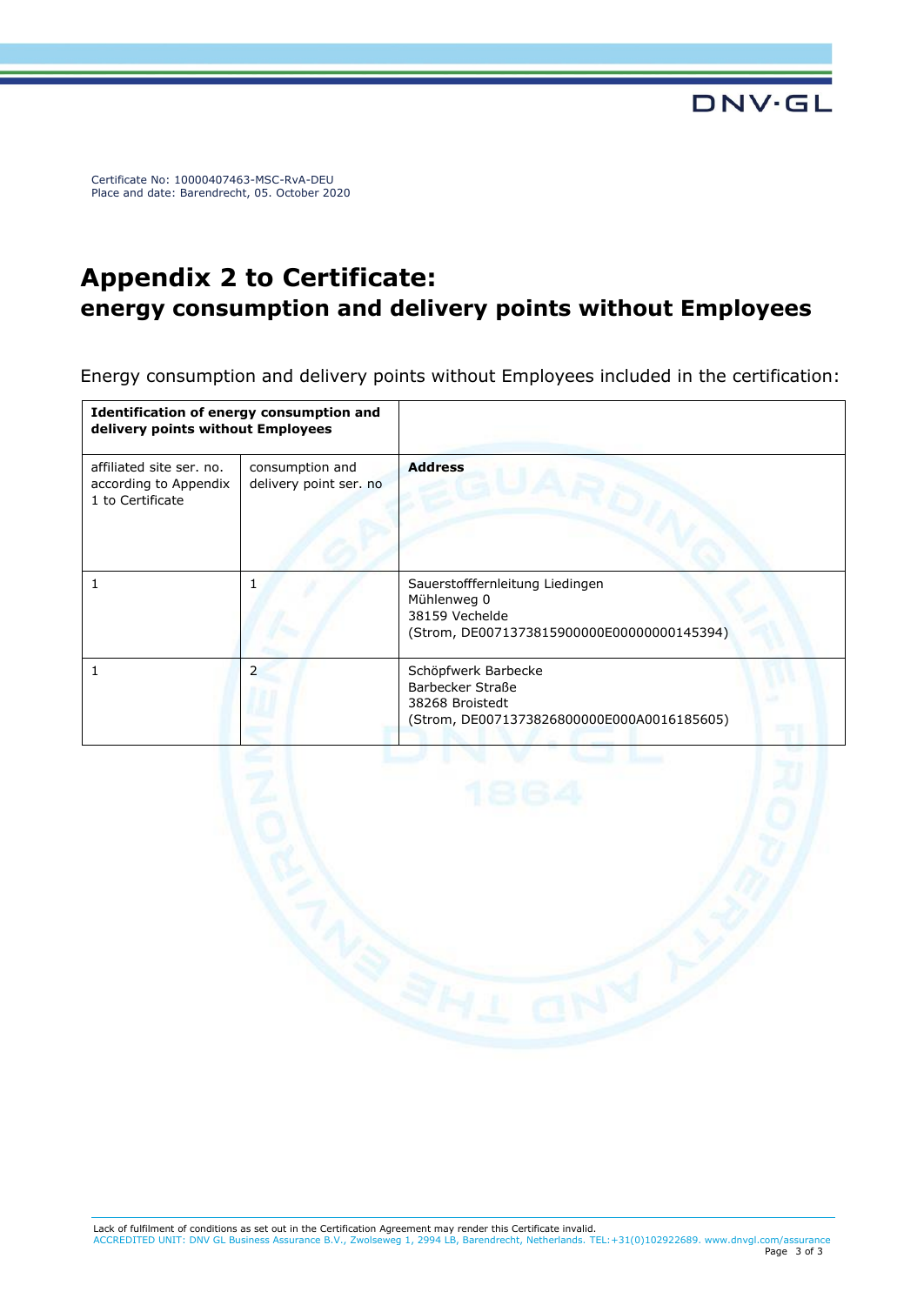Certificate No: 10000407463-MSC-RvA-DEU
Place and date: Barendrecht, 05. October 2020

# Appendix 2 to Certificate:
## energy consumption and delivery points without Employees

Energy consumption and delivery points without Employees included in the certification:

| **Identification of energy consumption and delivery points without Employees** | | |
|---|---|---|
| affiliated site ser. no. according to Appendix 1 to Certificate | consumption and delivery point ser. no | **Address** |
| 1 | 1 | Sauerstofffernleitung Liedingen<br>Mühlenweg 0<br>38159 Vechelde<br>(Strom, DE0071373815900000E00000000145394) |
| 1 | 2 | Schöpfwerk Barbecke<br>Barbecker Straße<br>38268 Broistedt<br>(Strom, DE0071373826800000E000A0016185605) |

Lack of fulfilment of conditions as set out in the Certification Agreement may render this Certificate invalid.
ACCREDITED UNIT: DNV GL Business Assurance B.V., Zwolseweg 1, 2994 LB, Barendrecht, Netherlands. TEL:+31(0)102922689. www.dnvgl.com/assurance